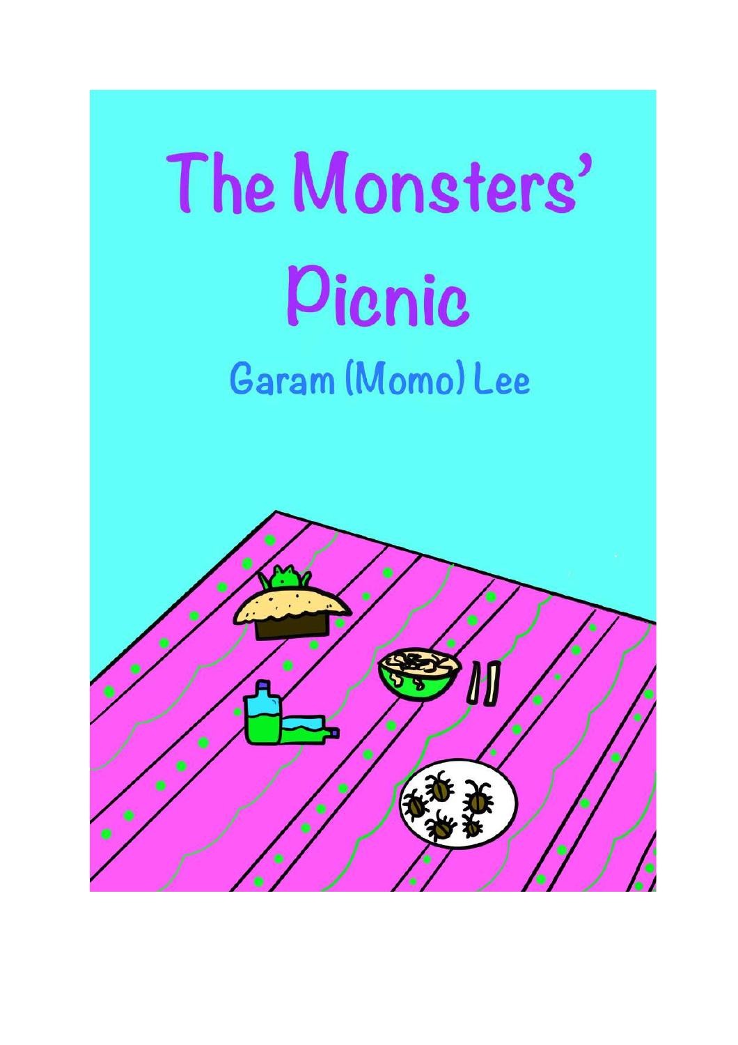# The Monsters' Picnic

## Garam (Momo) Lee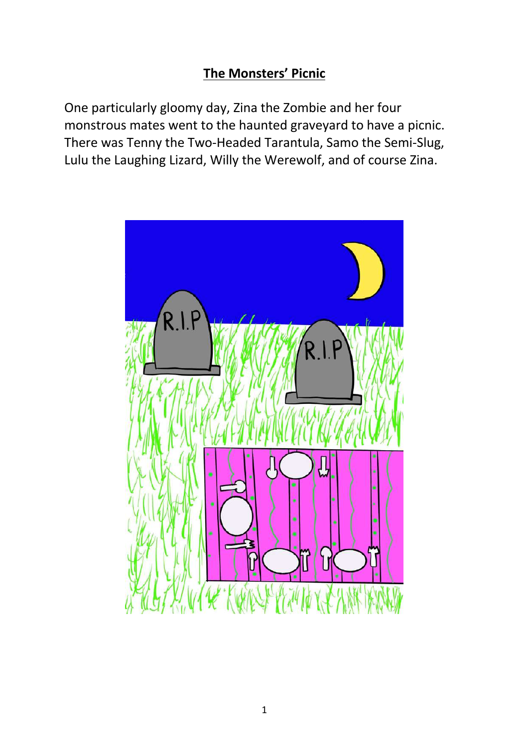# The Monsters' Picnic

One particularly gloomy day, Zina the Zombie and her four monstrous mates went to the haunted graveyard to have a picnic. There was Tenny the Two-Headed Tarantula, Samo the Semi-Slug, Lulu the Laughing Lizard, Willy the Werewolf, and of course Zina.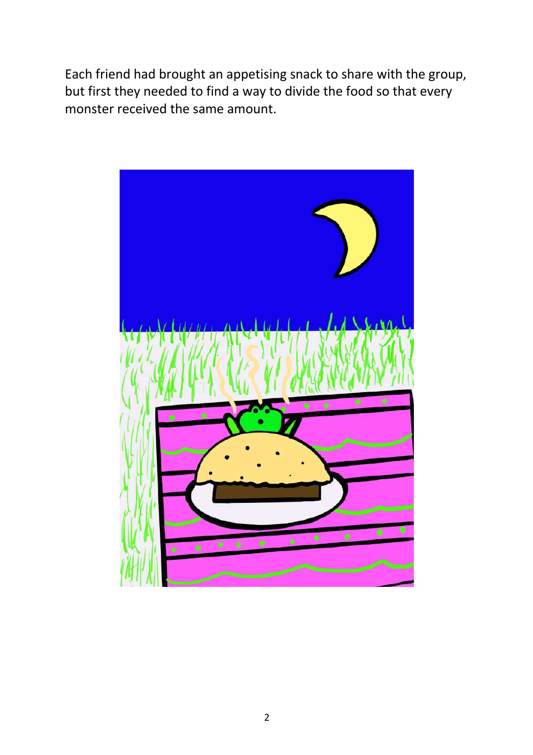Each friend had brought an appetising snack to share with the group, but first they needed to find a way to divide the food so that every monster received the same amount.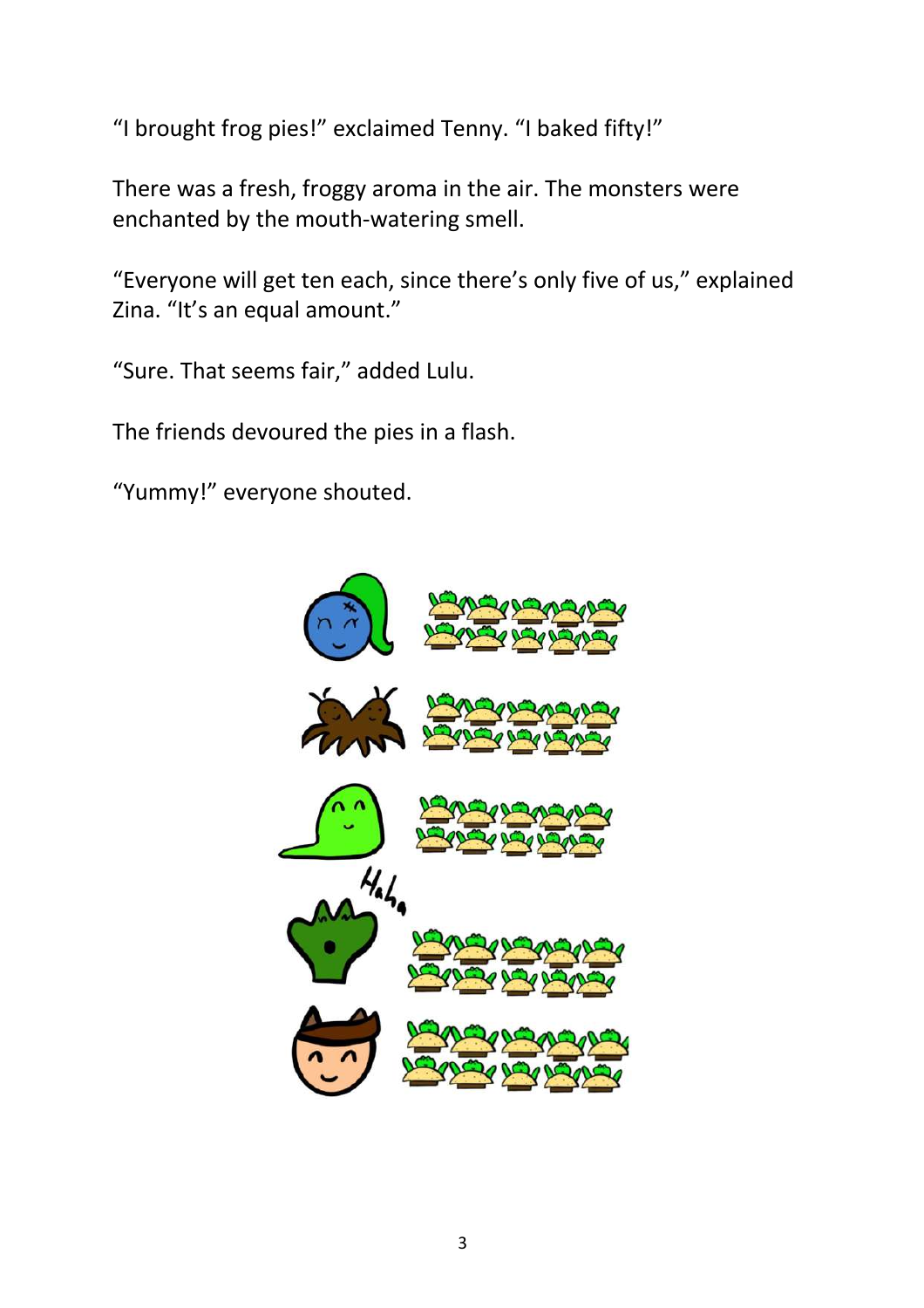"I brought frog pies!" exclaimed Tenny. "I baked fifty!"

There was a fresh, froggy aroma in the air. The monsters were enchanted by the mouth-watering smell.

"Everyone will get ten each, since there's only five of us," explained Zina. "It's an equal amount."

"Sure. That seems fair," added Lulu.

The friends devoured the pies in a flash.

"Yummy!" everyone shouted.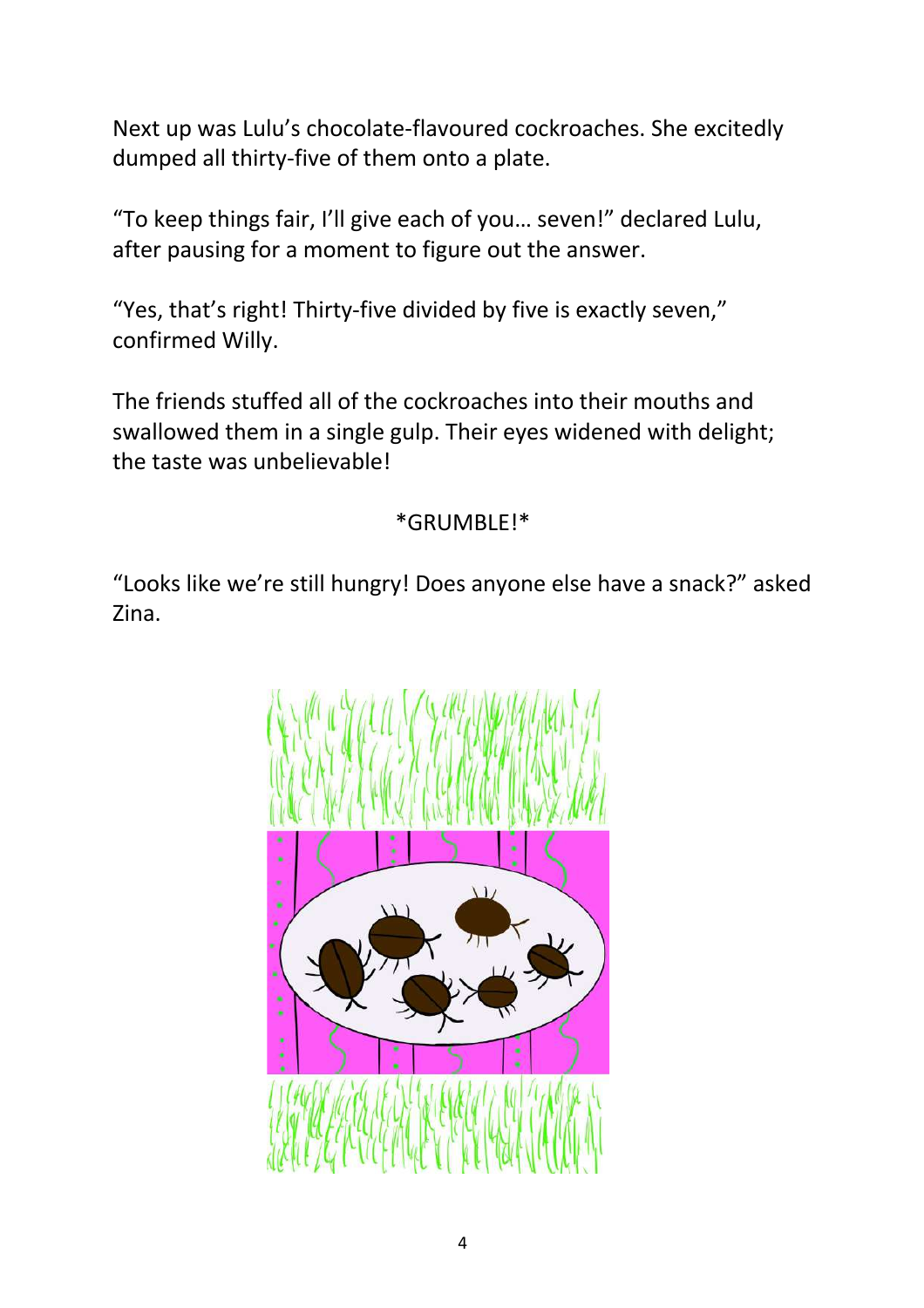Next up was Lulu's chocolate-flavoured cockroaches. She excitedly dumped all thirty-five of them onto a plate.

"To keep things fair, I'll give each of you… seven!" declared Lulu, after pausing for a moment to figure out the answer.

"Yes, that's right! Thirty-five divided by five is exactly seven," confirmed Willy.

The friends stuffed all of the cockroaches into their mouths and swallowed them in a single gulp. Their eyes widened with delight; the taste was unbelievable!

*GRUMBLE!*

"Looks like we're still hungry! Does anyone else have a snack?" asked Zina.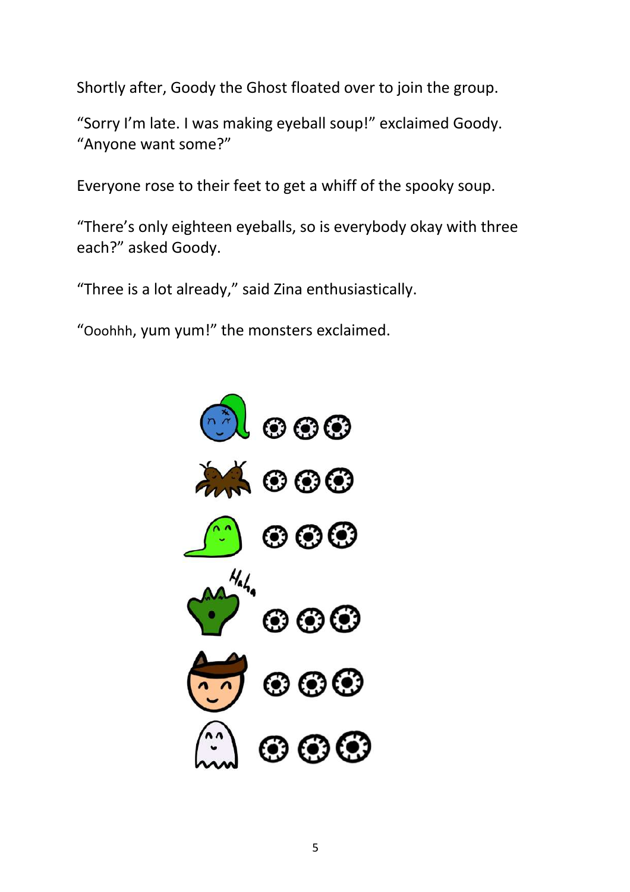Shortly after, Goody the Ghost floated over to join the group.

"Sorry I'm late. I was making eyeball soup!" exclaimed Goody. "Anyone want some?"

Everyone rose to their feet to get a whiff of the spooky soup.

"There's only eighteen eyeballs, so is everybody okay with three each?" asked Goody.

"Three is a lot already," said Zina enthusiastically.

"Ooohhh, yum yum!" the monsters exclaimed.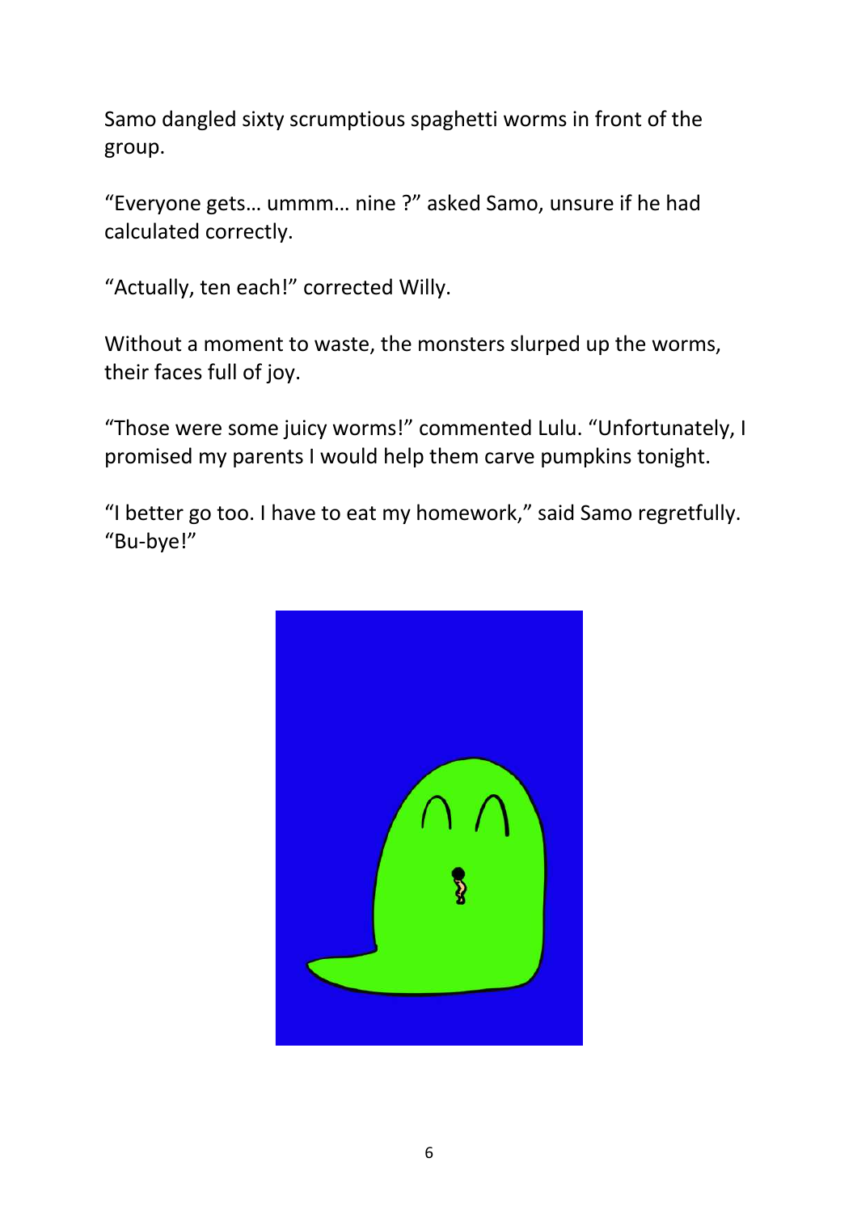Samo dangled sixty scrumptious spaghetti worms in front of the group.

"Everyone gets… ummm… nine ?" asked Samo, unsure if he had calculated correctly.

"Actually, ten each!" corrected Willy.

Without a moment to waste, the monsters slurped up the worms, their faces full of joy.

"Those were some juicy worms!" commented Lulu. "Unfortunately, I promised my parents I would help them carve pumpkins tonight.

"I better go too. I have to eat my homework," said Samo regretfully. "Bu-bye!"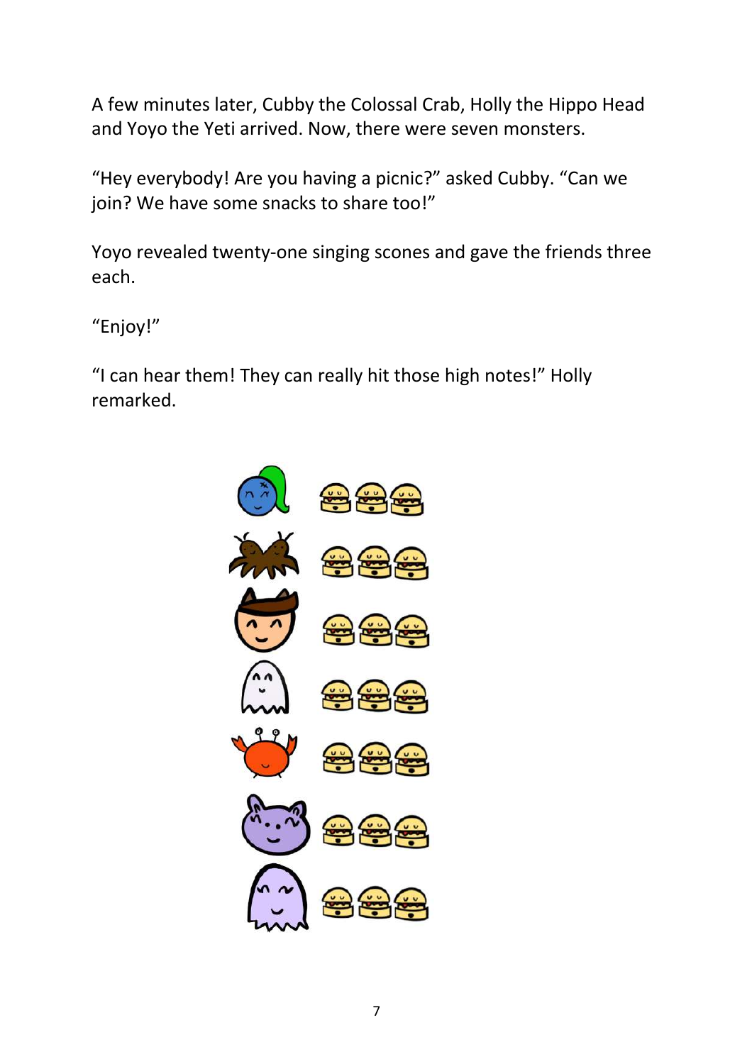A few minutes later, Cubby the Colossal Crab, Holly the Hippo Head and Yoyo the Yeti arrived. Now, there were seven monsters.

“Hey everybody! Are you having a picnic?” asked Cubby. “Can we join? We have some snacks to share too!”

Yoyo revealed twenty-one singing scones and gave the friends three each.

“Enjoy!”

“I can hear them! They can really hit those high notes!” Holly remarked.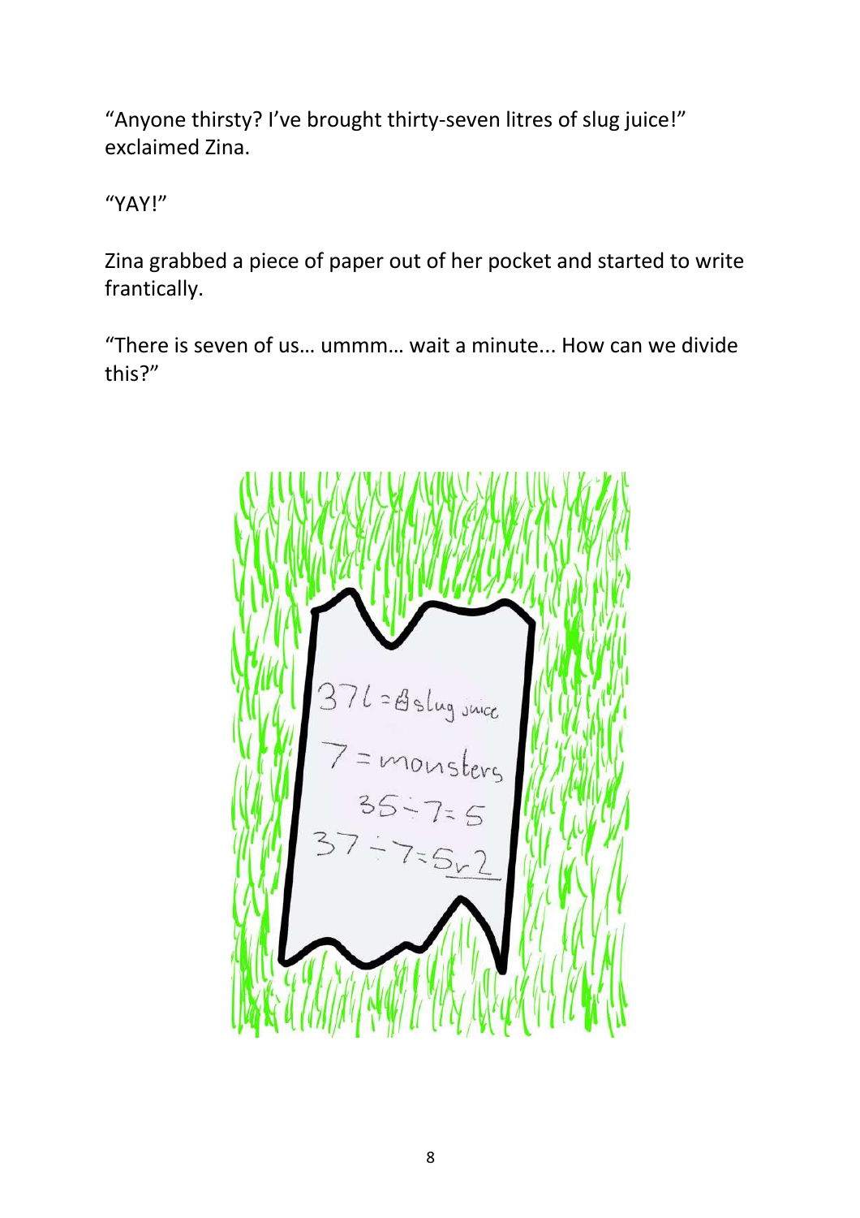"Anyone thirsty? I've brought thirty-seven litres of slug juice!" exclaimed Zina.

"YAY!"

Zina grabbed a piece of paper out of her pocket and started to write frantically.

"There is seven of us… ummm… wait a minute... How can we divide this?"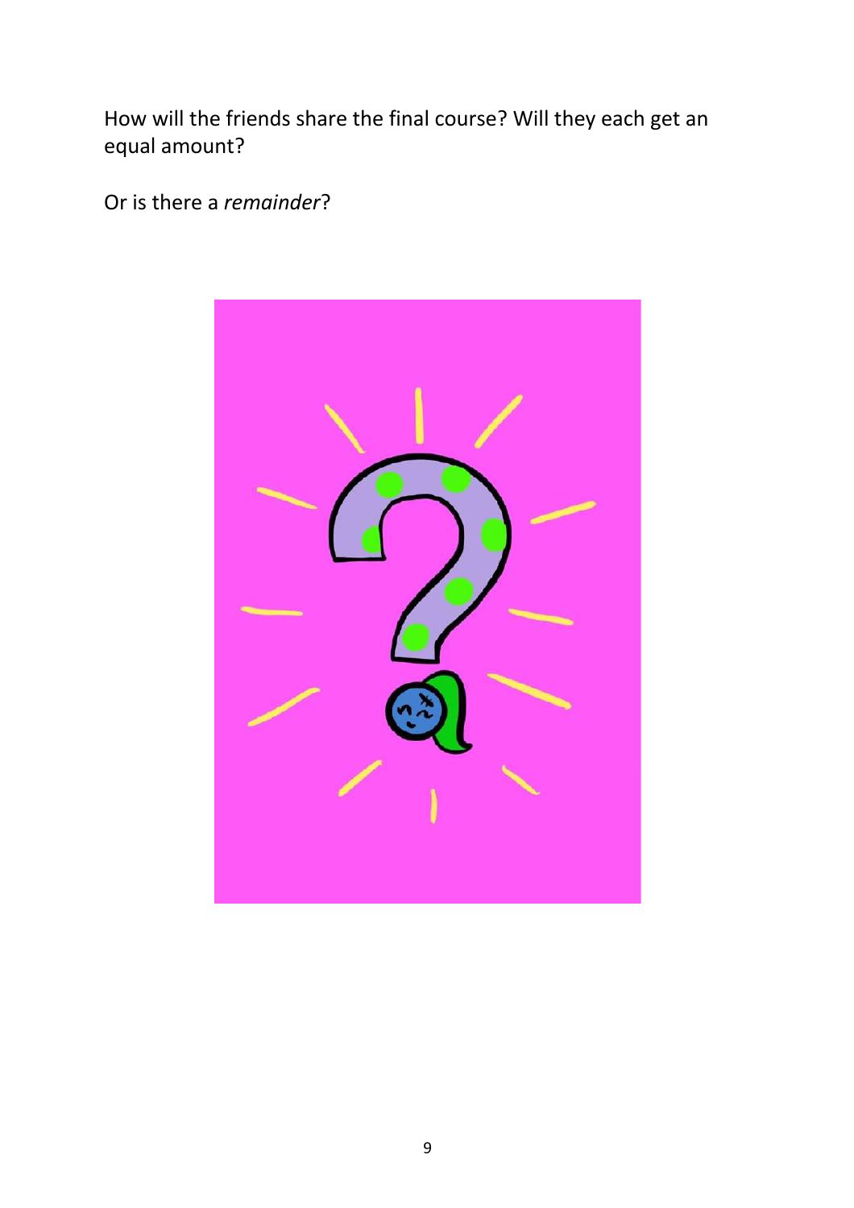How will the friends share the final course? Will they each get an equal amount?

Or is there a *remainder*?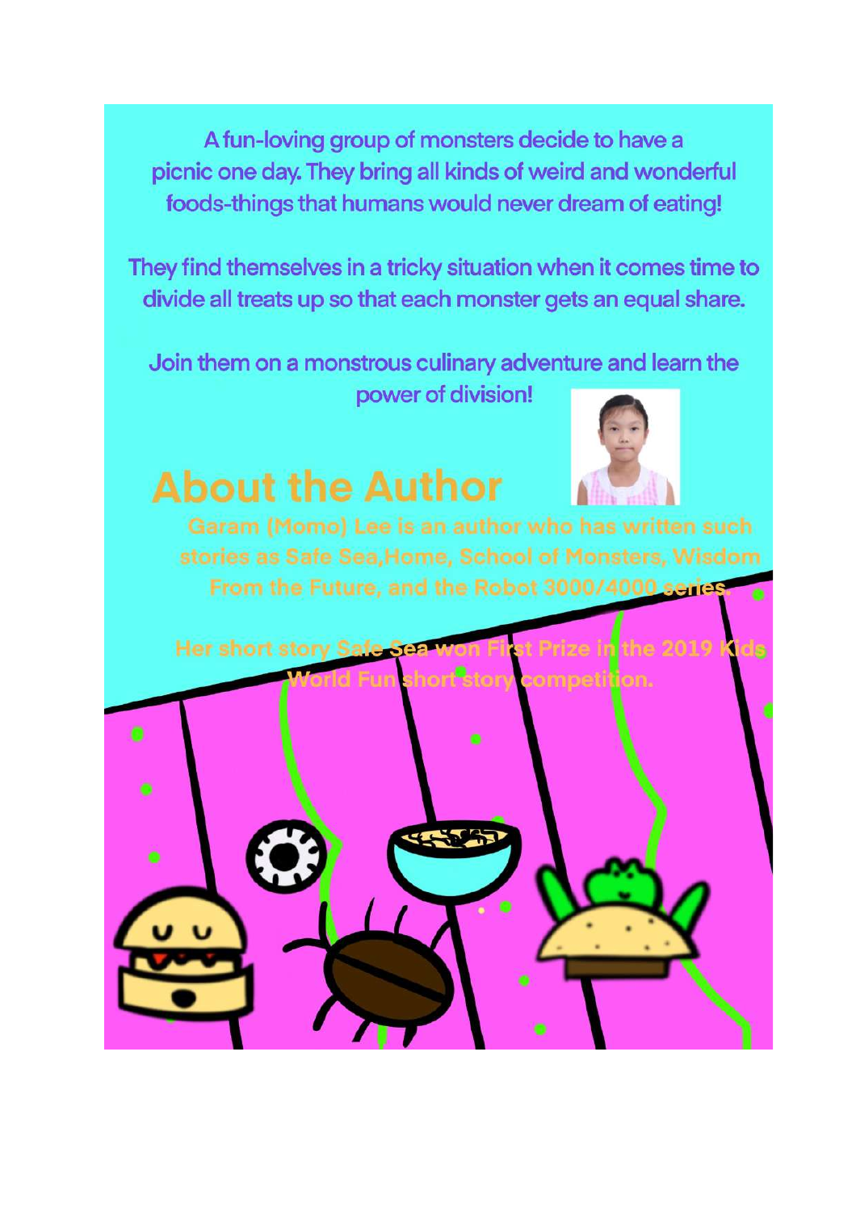A fun-loving group of monsters decide to have a picnic one day. They bring all kinds of weird and wonderful foods-things that humans would never dream of eating!

They find themselves in a tricky situation when it comes time to divide all treats up so that each monster gets an equal share.

Join them on a monstrous culinary adventure and learn the power of division!

## About the Author

Garam (Momo) Lee is an author who has written such stories as Safe Sea,Home, School of Monsters, Wisdom From the Future, and the Robot 3000/4000 series.

Her short story Safe Sea won First Prize in the 2019 Kids World Fun short story competition.